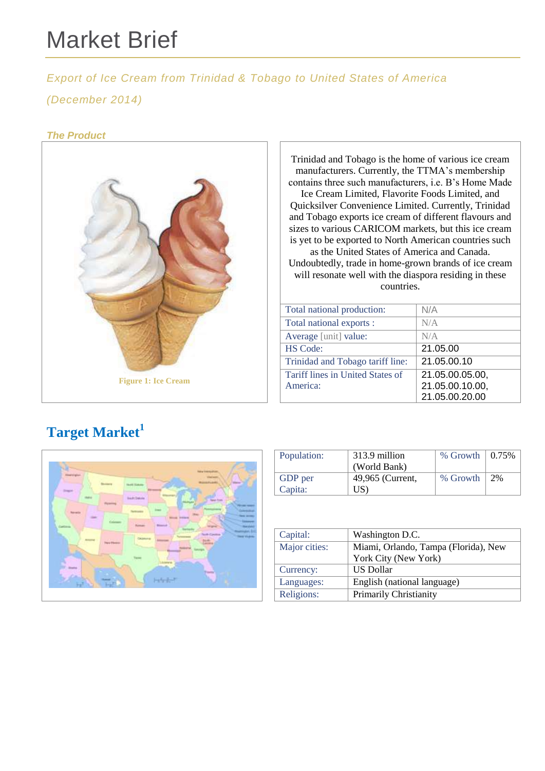# Market Brief

*Export of Ice Cream from Trinidad & Tobago to United States of America*

*(December 2014)*

### *The Product*

Figure 1: Ice Cream

Trinidad and Tobago is the home of various ice cream manufacturers. Currently, the TTMA's membership contains three such manufacturers, i.e. B's Home Made Ice Cream Limited, Flavorite Foods Limited, and Quicksilver Convenience Limited. Currently, Trinidad and Tobago exports ice cream of different flavours and sizes to various CARICOM markets, but this ice cream is yet to be exported to North American countries such as the United States of America and Canada. Undoubtedly, trade in home-grown brands of ice cream will resonate well with the diaspora residing in these countries.

| | |
|---|---|
| Total national production: | N/A |
| Total national exports : | N/A |
| Average [unit] value: | N/A |
| HS Code: | 21.05.00 |
| Trinidad and Tobago tariff line: | 21.05.00.10 |
| Tariff lines in United States of America: | 21.05.00.05.00, 21.05.00.10.00, 21.05.00.20.00 |

## Target Market[1]

| | | | |
|---|---|---|---|
| Population: | 313.9 million (World Bank) | % Growth | 0.75% |
| GDP per Capita: | 49,965 (Current, US) | % Growth | 2% |

| | |
|---|---|
| Capital: | Washington D.C. |
| Major cities: | Miami, Orlando, Tampa (Florida), New York City (New York) |
| Currency: | US Dollar |
| Languages: | English (national language) |
| Religions: | Primarily Christianity |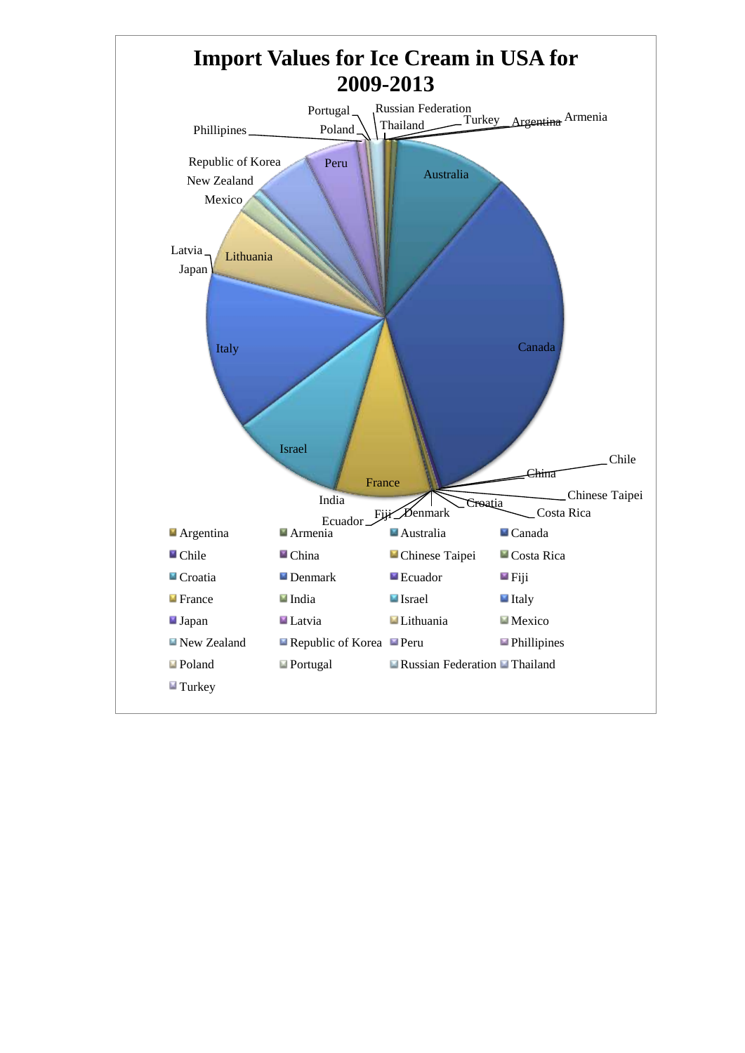# Import Values for Ice Cream in USA for 2009-2013

Portugal
Russian Federation
Phillipines
Poland
Thailand
Turkey
Argentina
Armenia
Republic of Korea
Peru
Australia
New Zealand
Mexico
Latvia
Lithuania
Japan
Italy
Canada
Israel
Chile
China
France
Chinese Taipei
India
Croatia
Costa Rica
Fiji
Denmark
Ecuador

Argentina, Armenia, Australia, Canada, Chile, China, Chinese Taipei, Costa Rica, Croatia, Denmark, Ecuador, Fiji, France, India, Israel, Italy, Japan, Latvia, Lithuania, Mexico, New Zealand, Republic of Korea, Peru, Phillipines, Poland, Portugal, Russian Federation, Thailand, Turkey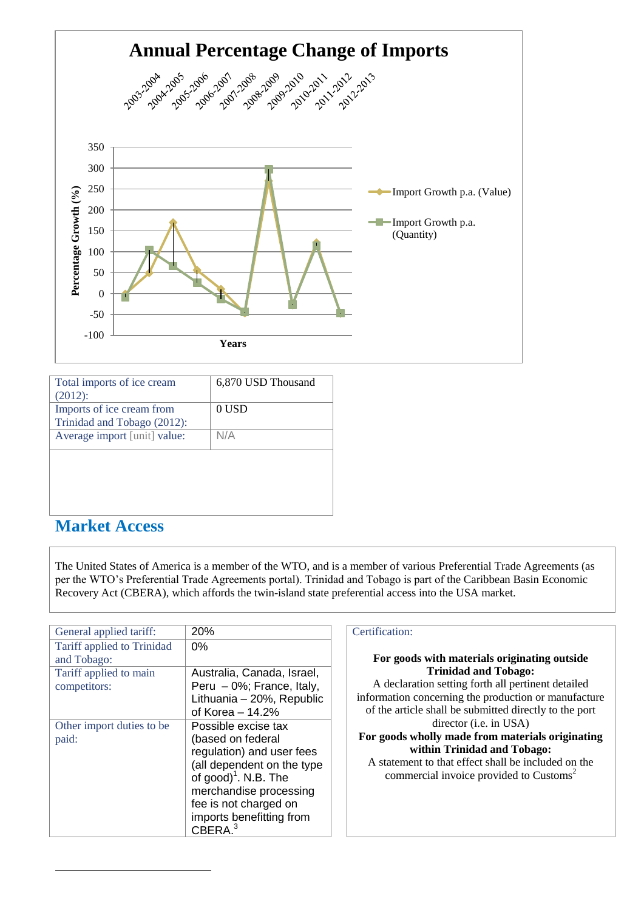**Annual Percentage Change of Imports**

2003-2004, 2004-2005, 2005-2006, 2006-2007, 2007-2008, 2008-2009, 2009-2010, 2010-2011, 2011-2012, 2012-2013

Percentage Growth (%)

Years

Import Growth p.a. (Value)

Import Growth p.a. (Quantity)

| Total imports of ice cream (2012): | 6,870 USD Thousand |
|---|---|
| Imports of ice cream from Trinidad and Tobago (2012): | 0 USD |
| Average import [unit] value: | N/A |

## Market Access

The United States of America is a member of the WTO, and is a member of various Preferential Trade Agreements (as per the WTO's Preferential Trade Agreements portal). Trinidad and Tobago is part of the Caribbean Basin Economic Recovery Act (CBERA), which affords the twin-island state preferential access into the USA market.

| General applied tariff: | 20% |
|---|---|
| Tariff applied to Trinidad and Tobago: | 0% |
| Tariff applied to main competitors: | Australia, Canada, Israel, Peru – 0%; France, Italy, Lithuania – 20%, Republic of Korea – 14.2% |
| Other import duties to be paid: | Possible excise tax (based on federal regulation) and user fees (all dependent on the type of good)[1]. N.B. The merchandise processing fee is not charged on imports benefitting from CBERA.[3] |

Certification:

**For goods with materials originating outside Trinidad and Tobago:**
A declaration setting forth all pertinent detailed information concerning the production or manufacture of the article shall be submitted directly to the port director (i.e. in USA)

**For goods wholly made from materials originating within Trinidad and Tobago:**
A statement to that effect shall be included on the commercial invoice provided to Customs[2]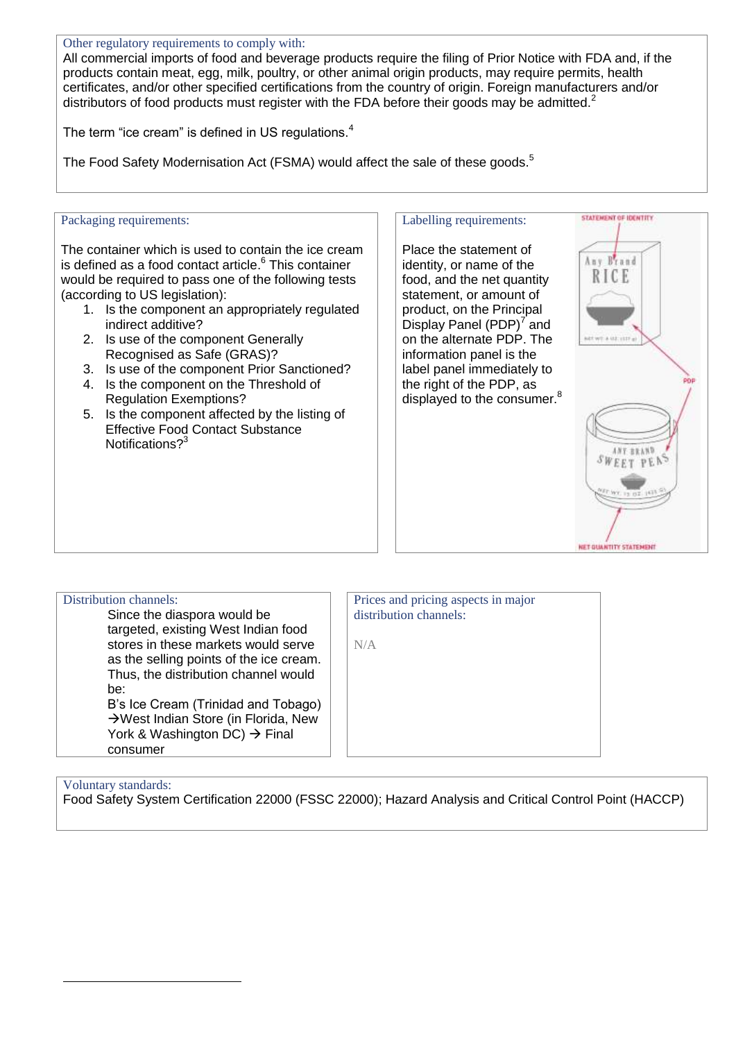Other regulatory requirements to comply with:

All commercial imports of food and beverage products require the filing of Prior Notice with FDA and, if the products contain meat, egg, milk, poultry, or other animal origin products, may require permits, health certificates, and/or other specified certifications from the country of origin. Foreign manufacturers and/or distributors of food products must register with the FDA before their goods may be admitted.[2]

The term "ice cream" is defined in US regulations.[4]

The Food Safety Modernisation Act (FSMA) would affect the sale of these goods.[5]

Packaging requirements:

The container which is used to contain the ice cream is defined as a food contact article.[6] This container would be required to pass one of the following tests (according to US legislation):

1. Is the component an appropriately regulated indirect additive?
2. Is use of the component Generally Recognised as Safe (GRAS)?
3. Is use of the component Prior Sanctioned?
4. Is the component on the Threshold of Regulation Exemptions?
5. Is the component affected by the listing of Effective Food Contact Substance Notifications?[3]

Labelling requirements:

Place the statement of identity, or name of the food, and the net quantity statement, or amount of product, on the Principal Display Panel (PDP)[7] and on the alternate PDP. The information panel is the label panel immediately to the right of the PDP, as displayed to the consumer.[8]

Distribution channels:

Since the diaspora would be targeted, existing West Indian food stores in these markets would serve as the selling points of the ice cream. Thus, the distribution channel would be:

B's Ice Cream (Trinidad and Tobago) → West Indian Store (in Florida, New York & Washington DC) → Final consumer

Prices and pricing aspects in major distribution channels:

N/A

Voluntary standards:

Food Safety System Certification 22000 (FSSC 22000); Hazard Analysis and Critical Control Point (HACCP)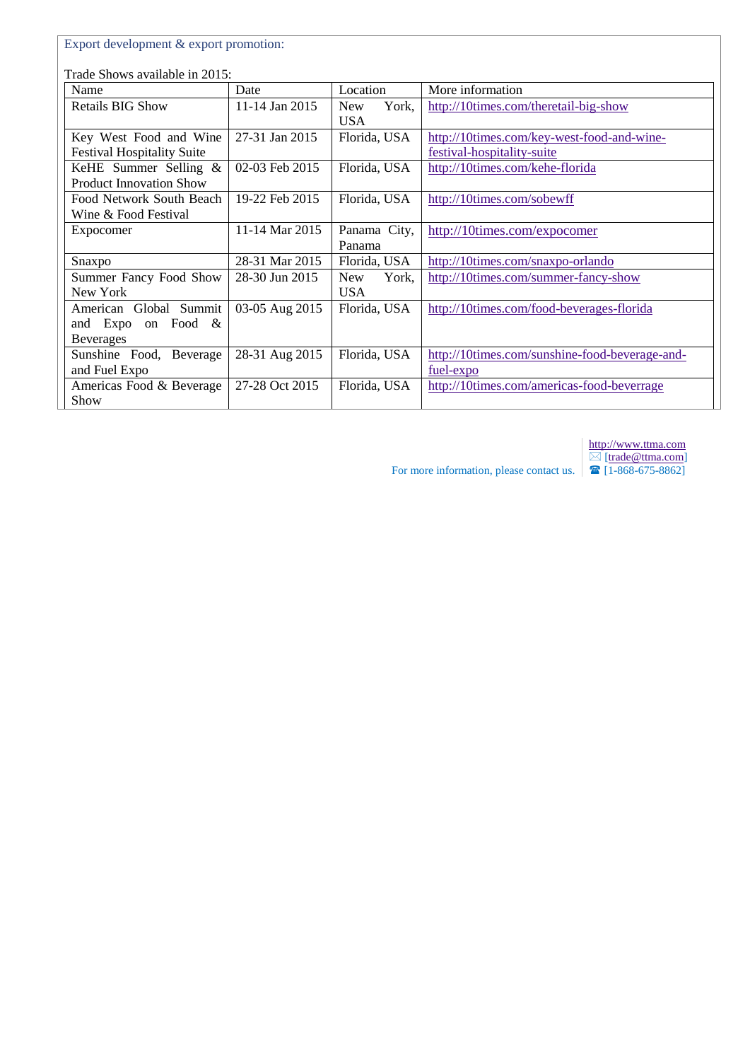Export development & export promotion:

Trade Shows available in 2015:

| Name | Date | Location | More information |
|---|---|---|---|
| Retails BIG Show | 11-14 Jan 2015 | New York, USA | http://10times.com/theretail-big-show |
| Key West Food and Wine Festival Hospitality Suite | 27-31 Jan 2015 | Florida, USA | http://10times.com/key-west-food-and-wine-festival-hospitality-suite |
| KeHE Summer Selling & Product Innovation Show | 02-03 Feb 2015 | Florida, USA | http://10times.com/kehe-florida |
| Food Network South Beach Wine & Food Festival | 19-22 Feb 2015 | Florida, USA | http://10times.com/sobewff |
| Expocomer | 11-14 Mar 2015 | Panama City, Panama | http://10times.com/expocomer |
| Snaxpo | 28-31 Mar 2015 | Florida, USA | http://10times.com/snaxpo-orlando |
| Summer Fancy Food Show New York | 28-30 Jun 2015 | New York, USA | http://10times.com/summer-fancy-show |
| American Global Summit and Expo on Food & Beverages | 03-05 Aug 2015 | Florida, USA | http://10times.com/food-beverages-florida |
| Sunshine Food, Beverage and Fuel Expo | 28-31 Aug 2015 | Florida, USA | http://10times.com/sunshine-food-beverage-and-fuel-expo |
| Americas Food & Beverage Show | 27-28 Oct 2015 | Florida, USA | http://10times.com/americas-food-beverrage |

For more information, please contact us.

http://www.ttma.com
✉ [trade@ttma.com]
☎ [1-868-675-8862]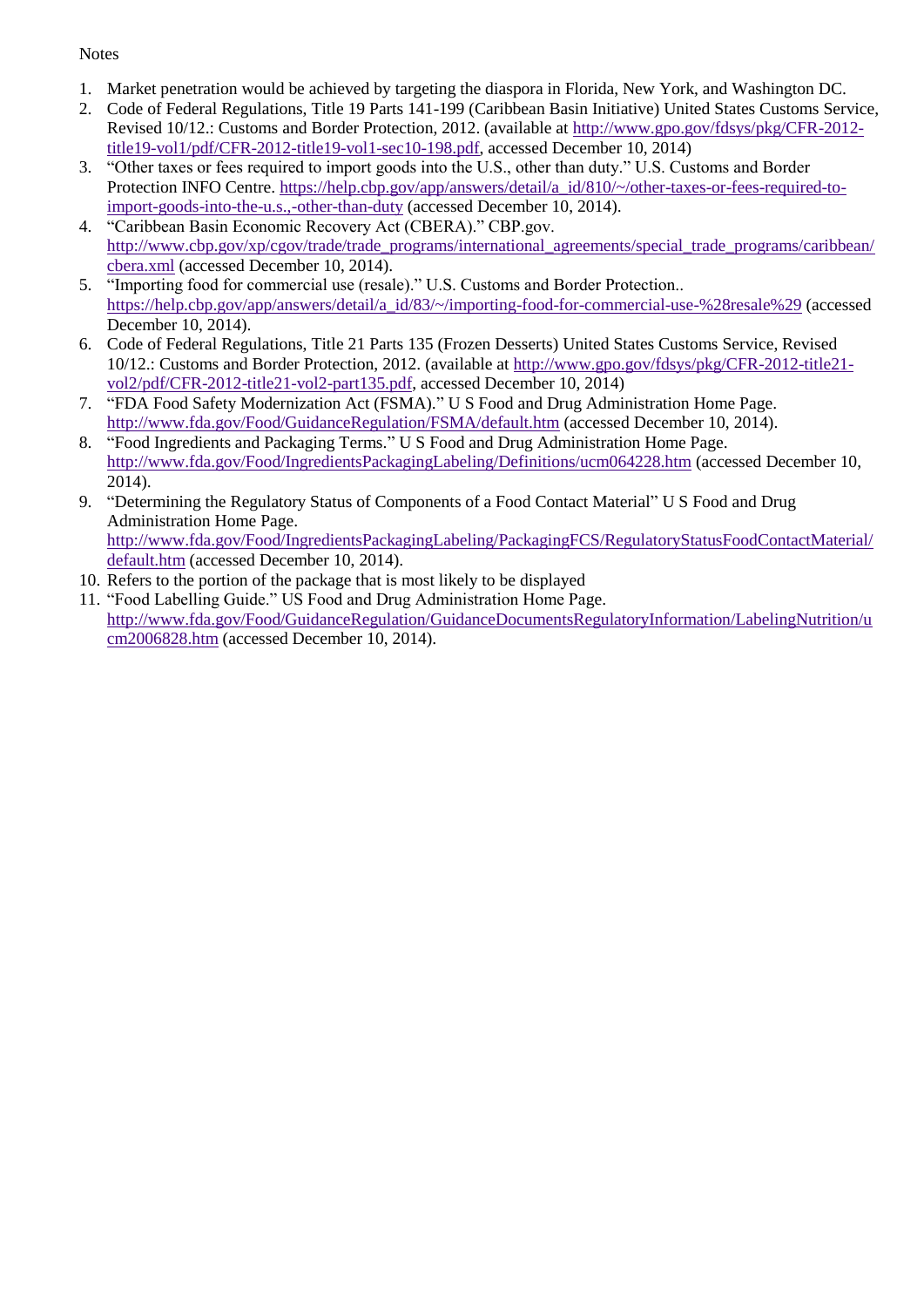Notes

1. Market penetration would be achieved by targeting the diaspora in Florida, New York, and Washington DC.
2. Code of Federal Regulations, Title 19 Parts 141-199 (Caribbean Basin Initiative) United States Customs Service, Revised 10/12.: Customs and Border Protection, 2012. (available at http://www.gpo.gov/fdsys/pkg/CFR-2012-title19-vol1/pdf/CFR-2012-title19-vol1-sec10-198.pdf, accessed December 10, 2014)
3. "Other taxes or fees required to import goods into the U.S., other than duty." U.S. Customs and Border Protection INFO Centre. https://help.cbp.gov/app/answers/detail/a_id/810/~/other-taxes-or-fees-required-to-import-goods-into-the-u.s.,-other-than-duty (accessed December 10, 2014).
4. "Caribbean Basin Economic Recovery Act (CBERA)." CBP.gov. http://www.cbp.gov/xp/cgov/trade/trade_programs/international_agreements/special_trade_programs/caribbean/cbera.xml (accessed December 10, 2014).
5. "Importing food for commercial use (resale)." U.S. Customs and Border Protection.. https://help.cbp.gov/app/answers/detail/a_id/83/~/importing-food-for-commercial-use-%28resale%29 (accessed December 10, 2014).
6. Code of Federal Regulations, Title 21 Parts 135 (Frozen Desserts) United States Customs Service, Revised 10/12.: Customs and Border Protection, 2012. (available at http://www.gpo.gov/fdsys/pkg/CFR-2012-title21-vol2/pdf/CFR-2012-title21-vol2-part135.pdf, accessed December 10, 2014)
7. "FDA Food Safety Modernization Act (FSMA)." U S Food and Drug Administration Home Page. http://www.fda.gov/Food/GuidanceRegulation/FSMA/default.htm (accessed December 10, 2014).
8. "Food Ingredients and Packaging Terms." U S Food and Drug Administration Home Page. http://www.fda.gov/Food/IngredientsPackagingLabeling/Definitions/ucm064228.htm (accessed December 10, 2014).
9. "Determining the Regulatory Status of Components of a Food Contact Material" U S Food and Drug Administration Home Page. http://www.fda.gov/Food/IngredientsPackagingLabeling/PackagingFCS/RegulatoryStatusFoodContactMaterial/default.htm (accessed December 10, 2014).
10. Refers to the portion of the package that is most likely to be displayed
11. "Food Labelling Guide." US Food and Drug Administration Home Page. http://www.fda.gov/Food/GuidanceRegulation/GuidanceDocumentsRegulatoryInformation/LabelingNutrition/ucm2006828.htm (accessed December 10, 2014).